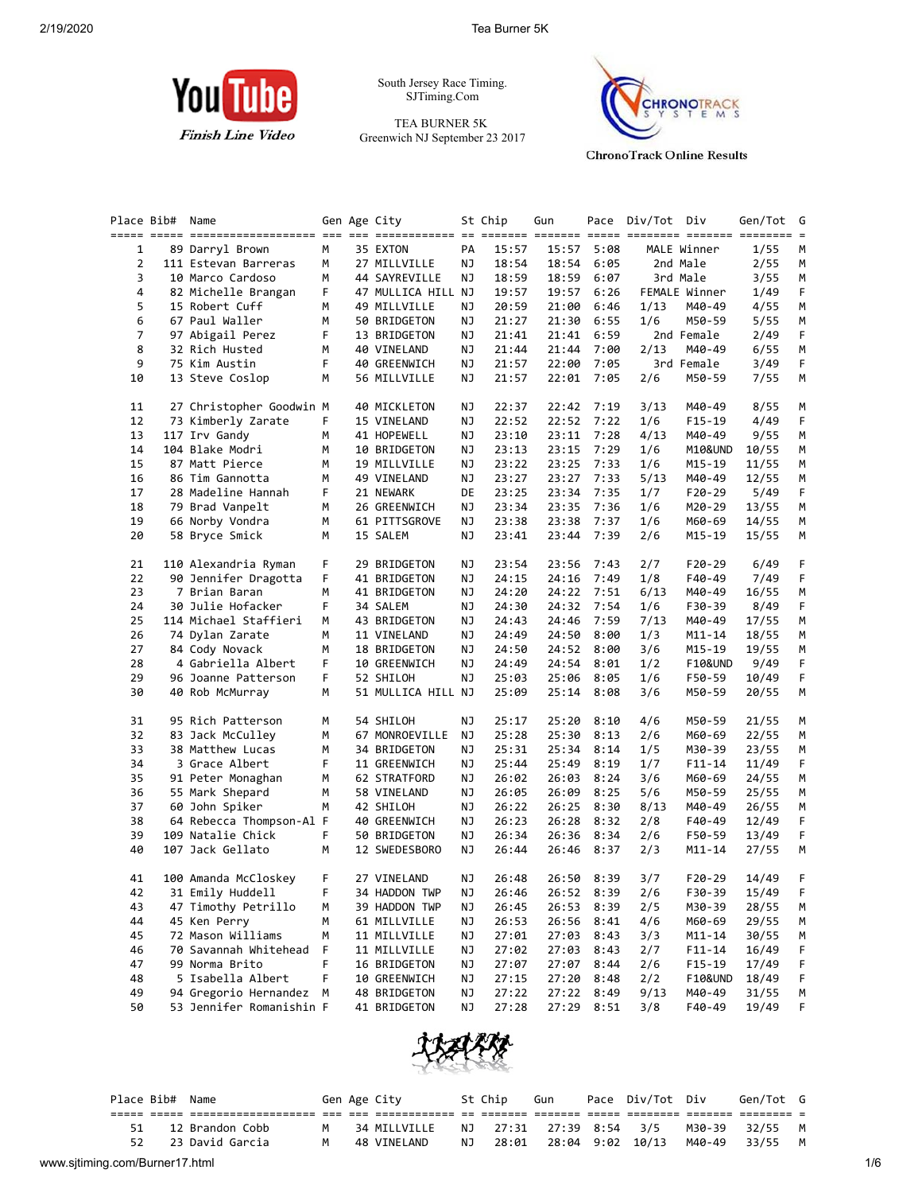South Jersey Race Timing.
SJTiming.Com

TEA BURNER 5K
Greenwich NJ September 23 2017

YouTube *Finish Line Video*

ChronoTrack Online Results

| Place | Bib# | Name | Gen | Age | City | St | Chip | Gun | Pace | Div/Tot | Div | Gen/Tot | G |
|---|---|---|---|---|---|---|---|---|---|---|---|---|---|
| 1 | 89 | Darryl Brown | M | 35 | EXTON | PA | 15:57 | 15:57 | 5:08 | MALE | Winner | 1/55 | M |
| 2 | 111 | Estevan Barreras | M | 27 | MILLVILLE | NJ | 18:54 | 18:54 | 6:05 | 2nd | Male | 2/55 | M |
| 3 | 10 | Marco Cardoso | M | 44 | SAYREVILLE | NJ | 18:59 | 18:59 | 6:07 | 3rd | Male | 3/55 | M |
| 4 | 82 | Michelle Brangan | F | 47 | MULLICA HILL | NJ | 19:57 | 19:57 | 6:26 | FEMALE | Winner | 1/49 | F |
| 5 | 15 | Robert Cuff | M | 49 | MILLVILLE | NJ | 20:59 | 21:00 | 6:46 | 1/13 | M40-49 | 4/55 | M |
| 6 | 67 | Paul Waller | M | 50 | BRIDGETON | NJ | 21:27 | 21:30 | 6:55 | 1/6 | M50-59 | 5/55 | M |
| 7 | 97 | Abigail Perez | F | 13 | BRIDGETON | NJ | 21:41 | 21:41 | 6:59 | 2nd | Female | 2/49 | F |
| 8 | 32 | Rich Husted | M | 40 | VINELAND | NJ | 21:44 | 21:44 | 7:00 | 2/13 | M40-49 | 6/55 | M |
| 9 | 75 | Kim Austin | F | 40 | GREENWICH | NJ | 21:57 | 22:00 | 7:05 | 3rd | Female | 3/49 | F |
| 10 | 13 | Steve Coslop | M | 56 | MILLVILLE | NJ | 21:57 | 22:01 | 7:05 | 2/6 | M50-59 | 7/55 | M |
| 11 | 27 | Christopher Goodwin | M | 40 | MICKLETON | NJ | 22:37 | 22:42 | 7:19 | 3/13 | M40-49 | 8/55 | M |
| 12 | 73 | Kimberly Zarate | F | 15 | VINELAND | NJ | 22:52 | 22:52 | 7:22 | 1/6 | F15-19 | 4/49 | F |
| 13 | 117 | Irv Gandy | M | 41 | HOPEWELL | NJ | 23:10 | 23:11 | 7:28 | 4/13 | M40-49 | 9/55 | M |
| 14 | 104 | Blake Modri | M | 10 | BRIDGETON | NJ | 23:13 | 23:15 | 7:29 | 1/6 | M10&UND | 10/55 | M |
| 15 | 87 | Matt Pierce | M | 19 | MILLVILLE | NJ | 23:22 | 23:25 | 7:33 | 1/6 | M15-19 | 11/55 | M |
| 16 | 86 | Tim Gannotta | M | 49 | VINELAND | NJ | 23:27 | 23:27 | 7:33 | 5/13 | M40-49 | 12/55 | M |
| 17 | 28 | Madeline Hannah | F | 21 | NEWARK | DE | 23:25 | 23:34 | 7:35 | 1/7 | F20-29 | 5/49 | F |
| 18 | 79 | Brad Vanpelt | M | 26 | GREENWICH | NJ | 23:34 | 23:35 | 7:36 | 1/6 | M20-29 | 13/55 | M |
| 19 | 66 | Norby Vondra | M | 61 | PITTSGROVE | NJ | 23:38 | 23:38 | 7:37 | 1/6 | M60-69 | 14/55 | M |
| 20 | 58 | Bryce Smick | M | 15 | SALEM | NJ | 23:41 | 23:44 | 7:39 | 2/6 | M15-19 | 15/55 | M |
| 21 | 110 | Alexandria Ryman | F | 29 | BRIDGETON | NJ | 23:54 | 23:56 | 7:43 | 2/7 | F20-29 | 6/49 | F |
| 22 | 90 | Jennifer Dragotta | F | 41 | BRIDGETON | NJ | 24:15 | 24:16 | 7:49 | 1/8 | F40-49 | 7/49 | F |
| 23 | 7 | Brian Baran | M | 41 | BRIDGETON | NJ | 24:20 | 24:22 | 7:51 | 6/13 | M40-49 | 16/55 | M |
| 24 | 30 | Julie Hofacker | F | 34 | SALEM | NJ | 24:30 | 24:32 | 7:54 | 1/6 | F30-39 | 8/49 | F |
| 25 | 114 | Michael Staffieri | M | 43 | BRIDGETON | NJ | 24:43 | 24:46 | 7:59 | 7/13 | M40-49 | 17/55 | M |
| 26 | 74 | Dylan Zarate | M | 11 | VINELAND | NJ | 24:49 | 24:50 | 8:00 | 1/3 | M11-14 | 18/55 | M |
| 27 | 84 | Cody Novack | M | 18 | BRIDGETON | NJ | 24:50 | 24:52 | 8:00 | 3/6 | M15-19 | 19/55 | M |
| 28 | 4 | Gabriella Albert | F | 10 | GREENWICH | NJ | 24:49 | 24:54 | 8:01 | 1/2 | F10&UND | 9/49 | F |
| 29 | 96 | Joanne Patterson | F | 52 | SHILOH | NJ | 25:03 | 25:06 | 8:05 | 1/6 | F50-59 | 10/49 | F |
| 30 | 40 | Rob McMurray | M | 51 | MULLICA HILL | NJ | 25:09 | 25:14 | 8:08 | 3/6 | M50-59 | 20/55 | M |
| 31 | 95 | Rich Patterson | M | 54 | SHILOH | NJ | 25:17 | 25:20 | 8:10 | 4/6 | M50-59 | 21/55 | M |
| 32 | 83 | Jack McCulley | M | 67 | MONROEVILLE | NJ | 25:28 | 25:30 | 8:13 | 2/6 | M60-69 | 22/55 | M |
| 33 | 38 | Matthew Lucas | M | 34 | BRIDGETON | NJ | 25:31 | 25:34 | 8:14 | 1/5 | M30-39 | 23/55 | M |
| 34 | 3 | Grace Albert | F | 11 | GREENWICH | NJ | 25:44 | 25:49 | 8:19 | 1/7 | F11-14 | 11/49 | F |
| 35 | 91 | Peter Monaghan | M | 62 | STRATFORD | NJ | 26:02 | 26:03 | 8:24 | 3/6 | M60-69 | 24/55 | M |
| 36 | 55 | Mark Shepard | M | 58 | VINELAND | NJ | 26:05 | 26:09 | 8:25 | 5/6 | M50-59 | 25/55 | M |
| 37 | 60 | John Spiker | M | 42 | SHILOH | NJ | 26:22 | 26:25 | 8:30 | 8/13 | M40-49 | 26/55 | M |
| 38 | 64 | Rebecca Thompson-Al | F | 40 | GREENWICH | NJ | 26:23 | 26:28 | 8:32 | 2/8 | F40-49 | 12/49 | F |
| 39 | 109 | Natalie Chick | F | 50 | BRIDGETON | NJ | 26:34 | 26:36 | 8:34 | 2/6 | F50-59 | 13/49 | F |
| 40 | 107 | Jack Gellato | M | 12 | SWEDESBORO | NJ | 26:44 | 26:46 | 8:37 | 2/3 | M11-14 | 27/55 | M |
| 41 | 100 | Amanda McCloskey | F | 27 | VINELAND | NJ | 26:48 | 26:50 | 8:39 | 3/7 | F20-29 | 14/49 | F |
| 42 | 31 | Emily Huddell | F | 34 | HADDON TWP | NJ | 26:46 | 26:52 | 8:39 | 2/6 | F30-39 | 15/49 | F |
| 43 | 47 | Timothy Petrillo | M | 39 | HADDON TWP | NJ | 26:45 | 26:53 | 8:39 | 2/5 | M30-39 | 28/55 | M |
| 44 | 45 | Ken Perry | M | 61 | MILLVILLE | NJ | 26:53 | 26:56 | 8:41 | 4/6 | M60-69 | 29/55 | M |
| 45 | 72 | Mason Williams | M | 11 | MILLVILLE | NJ | 27:01 | 27:03 | 8:43 | 3/3 | M11-14 | 30/55 | M |
| 46 | 70 | Savannah Whitehead | F | 11 | MILLVILLE | NJ | 27:02 | 27:03 | 8:43 | 2/7 | F11-14 | 16/49 | F |
| 47 | 99 | Norma Brito | F | 16 | BRIDGETON | NJ | 27:07 | 27:07 | 8:44 | 2/6 | F15-19 | 17/49 | F |
| 48 | 5 | Isabella Albert | F | 10 | GREENWICH | NJ | 27:15 | 27:20 | 8:48 | 2/2 | F10&UND | 18/49 | F |
| 49 | 94 | Gregorio Hernandez | M | 48 | BRIDGETON | NJ | 27:22 | 27:22 | 8:49 | 9/13 | M40-49 | 31/55 | M |
| 50 | 53 | Jennifer Romanishin | F | 41 | BRIDGETON | NJ | 27:28 | 27:29 | 8:51 | 3/8 | F40-49 | 19/49 | F |
| 51 | 12 | Brandon Cobb | M | 34 | MILLVILLE | NJ | 27:31 | 27:39 | 8:54 | 3/5 | M30-39 | 32/55 | M |
| 52 | 23 | David Garcia | M | 48 | VINELAND | NJ | 28:01 | 28:04 | 9:02 | 10/13 | M40-49 | 33/55 | M |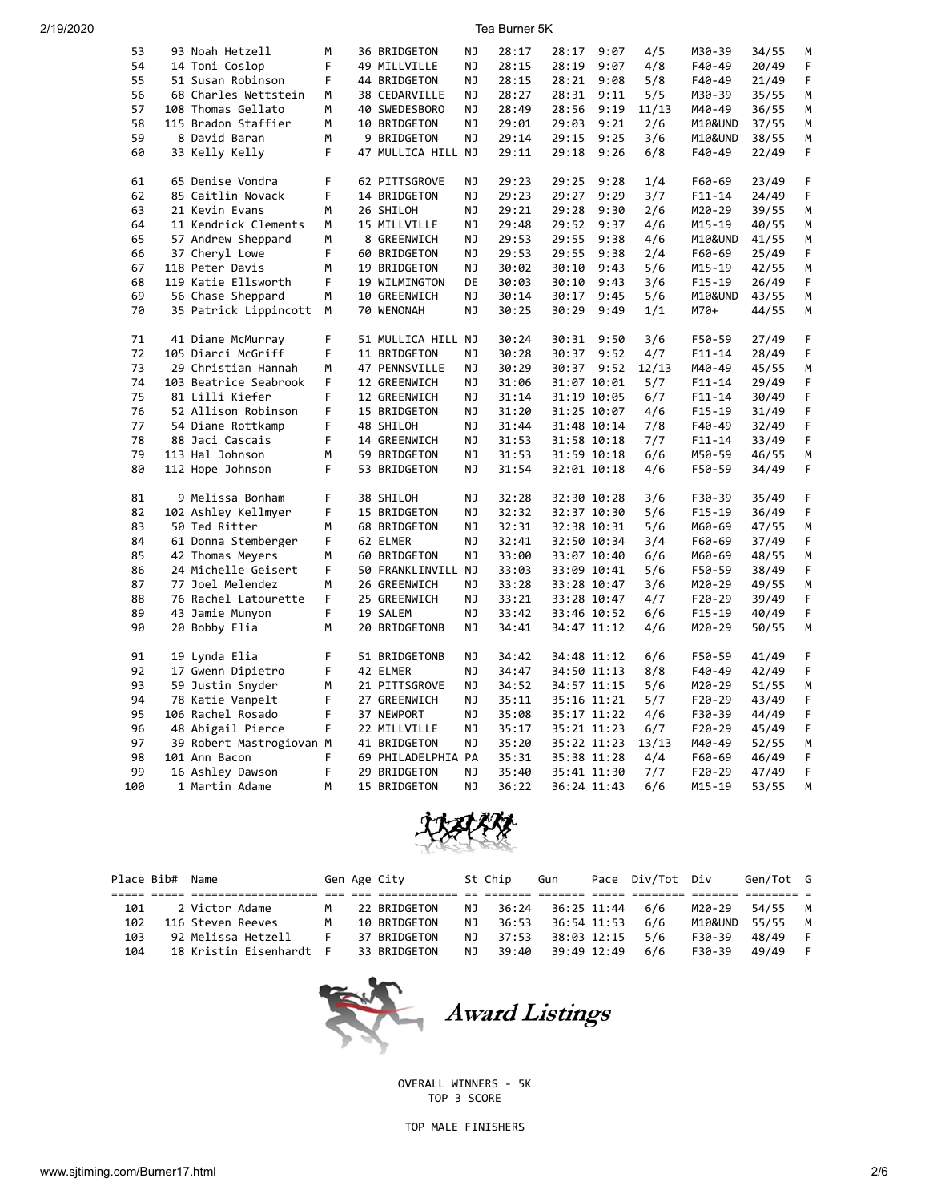| Place | Bib# | Name | Gen | Age | City | St | Chip | Gun | Pace | Div/Tot | Div | Gen/Tot | G |
|---|---|---|---|---|---|---|---|---|---|---|---|---|---|
| 53 | 93 | Noah Hetzell | M | 36 | BRIDGETON | NJ | 28:17 | 28:17 | 9:07 | 4/5 | M30-39 | 34/55 | M |
| 54 | 14 | Toni Coslop | F | 49 | MILLVILLE | NJ | 28:15 | 28:19 | 9:07 | 4/8 | F40-49 | 20/49 | F |
| 55 | 51 | Susan Robinson | F | 44 | BRIDGETON | NJ | 28:15 | 28:21 | 9:08 | 5/8 | F40-49 | 21/49 | F |
| 56 | 68 | Charles Wettstein | M | 38 | CEDARVILLE | NJ | 28:27 | 28:31 | 9:11 | 5/5 | M30-39 | 35/55 | M |
| 57 | 108 | Thomas Gellato | M | 40 | SWEDESBORO | NJ | 28:49 | 28:56 | 9:19 | 11/13 | M40-49 | 36/55 | M |
| 58 | 115 | Bradon Staffier | M | 10 | BRIDGETON | NJ | 29:01 | 29:03 | 9:21 | 2/6 | M10&UND | 37/55 | M |
| 59 | 8 | David Baran | M | 9 | BRIDGETON | NJ | 29:14 | 29:15 | 9:25 | 3/6 | M10&UND | 38/55 | M |
| 60 | 33 | Kelly Kelly | F | 47 | MULLICA HILL | NJ | 29:11 | 29:18 | 9:26 | 6/8 | F40-49 | 22/49 | F |
| 61 | 65 | Denise Vondra | F | 62 | PITTSGROVE | NJ | 29:23 | 29:25 | 9:28 | 1/4 | F60-69 | 23/49 | F |
| 62 | 85 | Caitlin Novack | F | 14 | BRIDGETON | NJ | 29:23 | 29:27 | 9:29 | 3/7 | F11-14 | 24/49 | F |
| 63 | 21 | Kevin Evans | M | 26 | SHILOH | NJ | 29:21 | 29:28 | 9:30 | 2/6 | M20-29 | 39/55 | M |
| 64 | 11 | Kendrick Clements | M | 15 | MILLVILLE | NJ | 29:48 | 29:52 | 9:37 | 4/6 | M15-19 | 40/55 | M |
| 65 | 57 | Andrew Sheppard | M | 8 | GREENWICH | NJ | 29:53 | 29:55 | 9:38 | 4/6 | M10&UND | 41/55 | M |
| 66 | 37 | Cheryl Lowe | F | 60 | BRIDGETON | NJ | 29:53 | 29:55 | 9:38 | 2/4 | F60-69 | 25/49 | F |
| 67 | 118 | Peter Davis | M | 19 | BRIDGETON | NJ | 30:02 | 30:10 | 9:43 | 5/6 | M15-19 | 42/55 | M |
| 68 | 119 | Katie Ellsworth | F | 19 | WILMINGTON | DE | 30:03 | 30:10 | 9:43 | 3/6 | F15-19 | 26/49 | F |
| 69 | 56 | Chase Sheppard | M | 10 | GREENWICH | NJ | 30:14 | 30:17 | 9:45 | 5/6 | M10&UND | 43/55 | M |
| 70 | 35 | Patrick Lippincott | M | 70 | WENONAH | NJ | 30:25 | 30:29 | 9:49 | 1/1 | M70+ | 44/55 | M |
| 71 | 41 | Diane McMurray | F | 51 | MULLICA HILL | NJ | 30:24 | 30:31 | 9:50 | 3/6 | F50-59 | 27/49 | F |
| 72 | 105 | Diarci McGriff | F | 11 | BRIDGETON | NJ | 30:28 | 30:37 | 9:52 | 4/7 | F11-14 | 28/49 | F |
| 73 | 29 | Christian Hannah | M | 47 | PENNSVILLE | NJ | 30:29 | 30:37 | 9:52 | 12/13 | M40-49 | 45/55 | M |
| 74 | 103 | Beatrice Seabrook | F | 12 | GREENWICH | NJ | 31:06 | 31:07 | 10:01 | 5/7 | F11-14 | 29/49 | F |
| 75 | 81 | Lilli Kiefer | F | 12 | GREENWICH | NJ | 31:14 | 31:19 | 10:05 | 6/7 | F11-14 | 30/49 | F |
| 76 | 52 | Allison Robinson | F | 15 | BRIDGETON | NJ | 31:20 | 31:25 | 10:07 | 4/6 | F15-19 | 31/49 | F |
| 77 | 54 | Diane Rottkamp | F | 48 | SHILOH | NJ | 31:44 | 31:48 | 10:14 | 7/8 | F40-49 | 32/49 | F |
| 78 | 88 | Jaci Cascais | F | 14 | GREENWICH | NJ | 31:53 | 31:58 | 10:18 | 7/7 | F11-14 | 33/49 | F |
| 79 | 113 | Hal Johnson | M | 59 | BRIDGETON | NJ | 31:53 | 31:59 | 10:18 | 6/6 | M50-59 | 46/55 | M |
| 80 | 112 | Hope Johnson | F | 53 | BRIDGETON | NJ | 31:54 | 32:01 | 10:18 | 4/6 | F50-59 | 34/49 | F |
| 81 | 9 | Melissa Bonham | F | 38 | SHILOH | NJ | 32:28 | 32:30 | 10:28 | 3/6 | F30-39 | 35/49 | F |
| 82 | 102 | Ashley Kellmyer | F | 15 | BRIDGETON | NJ | 32:32 | 32:37 | 10:30 | 5/6 | F15-19 | 36/49 | F |
| 83 | 50 | Ted Ritter | M | 68 | BRIDGETON | NJ | 32:31 | 32:38 | 10:31 | 5/6 | M60-69 | 47/55 | M |
| 84 | 61 | Donna Stemberger | F | 62 | ELMER | NJ | 32:41 | 32:50 | 10:34 | 3/4 | F60-69 | 37/49 | F |
| 85 | 42 | Thomas Meyers | M | 60 | BRIDGETON | NJ | 33:00 | 33:07 | 10:40 | 6/6 | M60-69 | 48/55 | M |
| 86 | 24 | Michelle Geisert | F | 50 | FRANKLINVILL | NJ | 33:03 | 33:09 | 10:41 | 5/6 | F50-59 | 38/49 | F |
| 87 | 77 | Joel Melendez | M | 26 | GREENWICH | NJ | 33:28 | 33:28 | 10:47 | 3/6 | M20-29 | 49/55 | M |
| 88 | 76 | Rachel Latourette | F | 25 | GREENWICH | NJ | 33:21 | 33:28 | 10:47 | 4/7 | F20-29 | 39/49 | F |
| 89 | 43 | Jamie Munyon | F | 19 | SALEM | NJ | 33:42 | 33:46 | 10:52 | 6/6 | F15-19 | 40/49 | F |
| 90 | 20 | Bobby Elia | M | 20 | BRIDGETONB | NJ | 34:41 | 34:47 | 11:12 | 4/6 | M20-29 | 50/55 | M |
| 91 | 19 | Lynda Elia | F | 51 | BRIDGETONB | NJ | 34:42 | 34:48 | 11:12 | 6/6 | F50-59 | 41/49 | F |
| 92 | 17 | Gwenn Dipietro | F | 42 | ELMER | NJ | 34:47 | 34:50 | 11:13 | 8/8 | F40-49 | 42/49 | F |
| 93 | 59 | Justin Snyder | M | 21 | PITTSGROVE | NJ | 34:52 | 34:57 | 11:15 | 5/6 | M20-29 | 51/55 | M |
| 94 | 78 | Katie Vanpelt | F | 27 | GREENWICH | NJ | 35:11 | 35:16 | 11:21 | 5/7 | F20-29 | 43/49 | F |
| 95 | 106 | Rachel Rosado | F | 37 | NEWPORT | NJ | 35:08 | 35:17 | 11:22 | 4/6 | F30-39 | 44/49 | F |
| 96 | 48 | Abigail Pierce | F | 22 | MILLVILLE | NJ | 35:17 | 35:21 | 11:23 | 6/7 | F20-29 | 45/49 | F |
| 97 | 39 | Robert Mastrogiovan | M | 41 | BRIDGETON | NJ | 35:20 | 35:22 | 11:23 | 13/13 | M40-49 | 52/55 | M |
| 98 | 101 | Ann Bacon | F | 69 | PHILADELPHIA | PA | 35:31 | 35:38 | 11:28 | 4/4 | F60-69 | 46/49 | F |
| 99 | 16 | Ashley Dawson | F | 29 | BRIDGETON | NJ | 35:40 | 35:41 | 11:30 | 7/7 | F20-29 | 47/49 | F |
| 100 | 1 | Martin Adame | M | 15 | BRIDGETON | NJ | 36:22 | 36:24 | 11:43 | 6/6 | M15-19 | 53/55 | M |
| 101 | 2 | Victor Adame | M | 22 | BRIDGETON | NJ | 36:24 | 36:25 | 11:44 | 6/6 | M20-29 | 54/55 | M |
| 102 | 116 | Steven Reeves | M | 10 | BRIDGETON | NJ | 36:53 | 36:54 | 11:53 | 6/6 | M10&UND | 55/55 | M |
| 103 | 92 | Melissa Hetzell | F | 37 | BRIDGETON | NJ | 37:53 | 38:03 | 12:15 | 5/6 | F30-39 | 48/49 | F |
| 104 | 18 | Kristin Eisenhardt | F | 33 | BRIDGETON | NJ | 39:40 | 39:49 | 12:49 | 6/6 | F30-39 | 49/49 | F |

## Award Listings

OVERALL WINNERS - 5K
TOP 3 SCORE

TOP MALE FINISHERS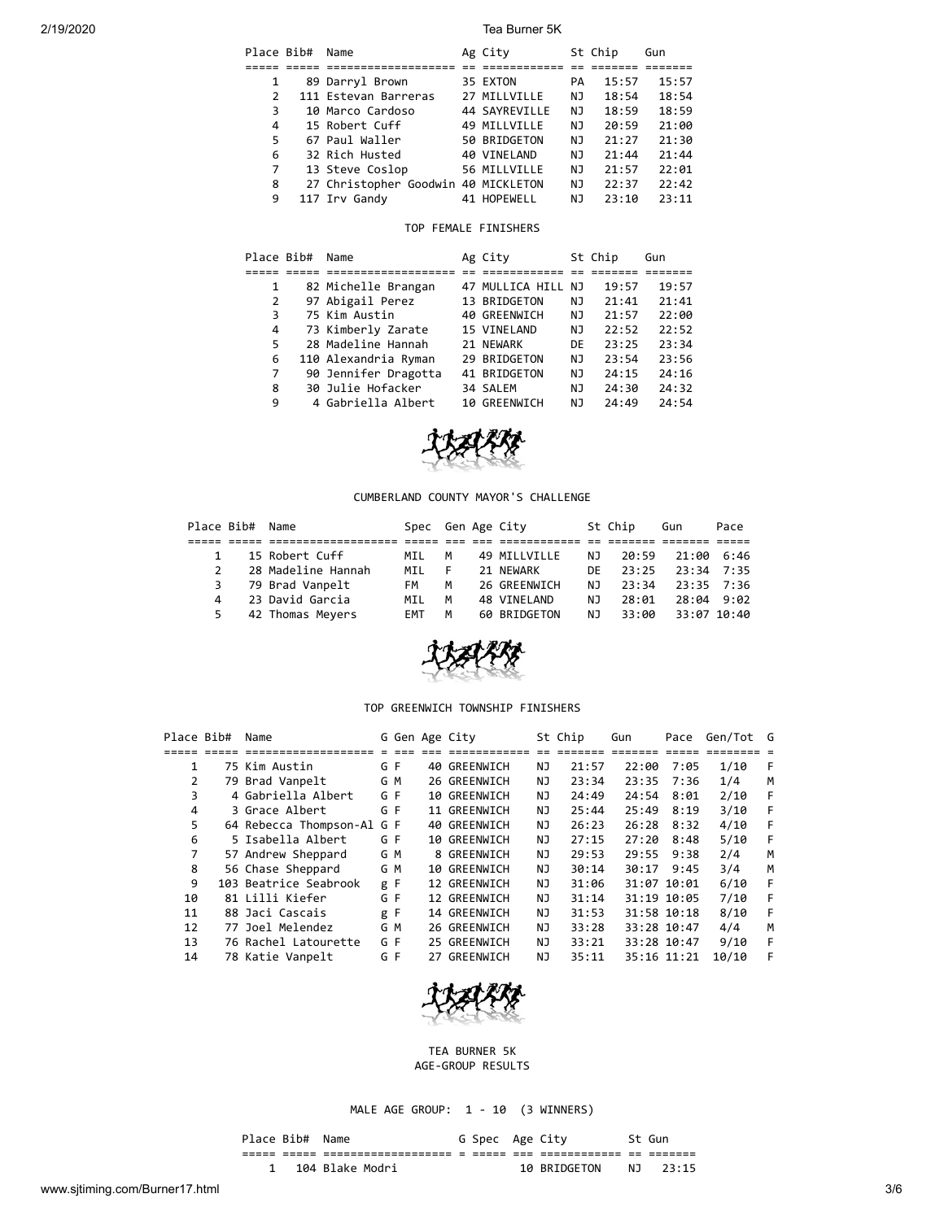| Place | Bib# | Name | Ag | City | St | Chip | Gun |
|---|---|---|---|---|---|---|---|
| 1 | 89 | Darryl Brown | 35 | EXTON | PA | 15:57 | 15:57 |
| 2 | 111 | Estevan Barreras | 27 | MILLVILLE | NJ | 18:54 | 18:54 |
| 3 | 10 | Marco Cardoso | 44 | SAYREVILLE | NJ | 18:59 | 18:59 |
| 4 | 15 | Robert Cuff | 49 | MILLVILLE | NJ | 20:59 | 21:00 |
| 5 | 67 | Paul Waller | 50 | BRIDGETON | NJ | 21:27 | 21:30 |
| 6 | 32 | Rich Husted | 40 | VINELAND | NJ | 21:44 | 21:44 |
| 7 | 13 | Steve Coslop | 56 | MILLVILLE | NJ | 21:57 | 22:01 |
| 8 | 27 | Christopher Goodwin | 40 | MICKLETON | NJ | 22:37 | 22:42 |
| 9 | 117 | Irv Gandy | 41 | HOPEWELL | NJ | 23:10 | 23:11 |

## TOP FEMALE FINISHERS

| Place | Bib# | Name | Ag | City | St | Chip | Gun |
|---|---|---|---|---|---|---|---|
| 1 | 82 | Michelle Brangan | 47 | MULLICA HILL | NJ | 19:57 | 19:57 |
| 2 | 97 | Abigail Perez | 13 | BRIDGETON | NJ | 21:41 | 21:41 |
| 3 | 75 | Kim Austin | 40 | GREENWICH | NJ | 21:57 | 22:00 |
| 4 | 73 | Kimberly Zarate | 15 | VINELAND | NJ | 22:52 | 22:52 |
| 5 | 28 | Madeline Hannah | 21 | NEWARK | DE | 23:25 | 23:34 |
| 6 | 110 | Alexandria Ryman | 29 | BRIDGETON | NJ | 23:54 | 23:56 |
| 7 | 90 | Jennifer Dragotta | 41 | BRIDGETON | NJ | 24:15 | 24:16 |
| 8 | 30 | Julie Hofacker | 34 | SALEM | NJ | 24:30 | 24:32 |
| 9 | 4 | Gabriella Albert | 10 | GREENWICH | NJ | 24:49 | 24:54 |

## CUMBERLAND COUNTY MAYOR'S CHALLENGE

| Place | Bib# | Name | Spec | Gen | Age | City | St | Chip | Gun | Pace |
|---|---|---|---|---|---|---|---|---|---|---|
| 1 | 15 | Robert Cuff | MIL | M | 49 | MILLVILLE | NJ | 20:59 | 21:00 | 6:46 |
| 2 | 28 | Madeline Hannah | MIL | F | 21 | NEWARK | DE | 23:25 | 23:34 | 7:35 |
| 3 | 79 | Brad Vanpelt | FM | M | 26 | GREENWICH | NJ | 23:34 | 23:35 | 7:36 |
| 4 | 23 | David Garcia | MIL | M | 48 | VINELAND | NJ | 28:01 | 28:04 | 9:02 |
| 5 | 42 | Thomas Meyers | EMT | M | 60 | BRIDGETON | NJ | 33:00 | 33:07 | 10:40 |

## TOP GREENWICH TOWNSHIP FINISHERS

| Place | Bib# | Name | G | Gen | Age | City | St | Chip | Gun | Pace | Gen/Tot | G |
|---|---|---|---|---|---|---|---|---|---|---|---|---|
| 1 | 75 | Kim Austin | G | F | 40 | GREENWICH | NJ | 21:57 | 22:00 | 7:05 | 1/10 | F |
| 2 | 79 | Brad Vanpelt | G | M | 26 | GREENWICH | NJ | 23:34 | 23:35 | 7:36 | 1/4 | M |
| 3 | 4 | Gabriella Albert | G | F | 10 | GREENWICH | NJ | 24:49 | 24:54 | 8:01 | 2/10 | F |
| 4 | 3 | Grace Albert | G | F | 11 | GREENWICH | NJ | 25:44 | 25:49 | 8:19 | 3/10 | F |
| 5 | 64 | Rebecca Thompson-Al | G | F | 40 | GREENWICH | NJ | 26:23 | 26:28 | 8:32 | 4/10 | F |
| 6 | 5 | Isabella Albert | G | F | 10 | GREENWICH | NJ | 27:15 | 27:20 | 8:48 | 5/10 | F |
| 7 | 57 | Andrew Sheppard | G | M | 8 | GREENWICH | NJ | 29:53 | 29:55 | 9:38 | 2/4 | M |
| 8 | 56 | Chase Sheppard | G | M | 10 | GREENWICH | NJ | 30:14 | 30:17 | 9:45 | 3/4 | M |
| 9 | 103 | Beatrice Seabrook | g | F | 12 | GREENWICH | NJ | 31:06 | 31:07 | 10:01 | 6/10 | F |
| 10 | 81 | Lilli Kiefer | G | F | 12 | GREENWICH | NJ | 31:14 | 31:19 | 10:05 | 7/10 | F |
| 11 | 88 | Jaci Cascais | g | F | 14 | GREENWICH | NJ | 31:53 | 31:58 | 10:18 | 8/10 | F |
| 12 | 77 | Joel Melendez | G | M | 26 | GREENWICH | NJ | 33:28 | 33:28 | 10:47 | 4/4 | M |
| 13 | 76 | Rachel Latourette | G | F | 25 | GREENWICH | NJ | 33:21 | 33:28 | 10:47 | 9/10 | F |
| 14 | 78 | Katie Vanpelt | G | F | 27 | GREENWICH | NJ | 35:11 | 35:16 | 11:21 | 10/10 | F |

## TEA BURNER 5K
## AGE-GROUP RESULTS

### MALE AGE GROUP: 1 - 10 (3 WINNERS)

| Place | Bib# | Name | G | Spec | Age | City | St | Gun |
|---|---|---|---|---|---|---|---|---|
| 1 | 104 | Blake Modri | | | 10 | BRIDGETON | NJ | 23:15 |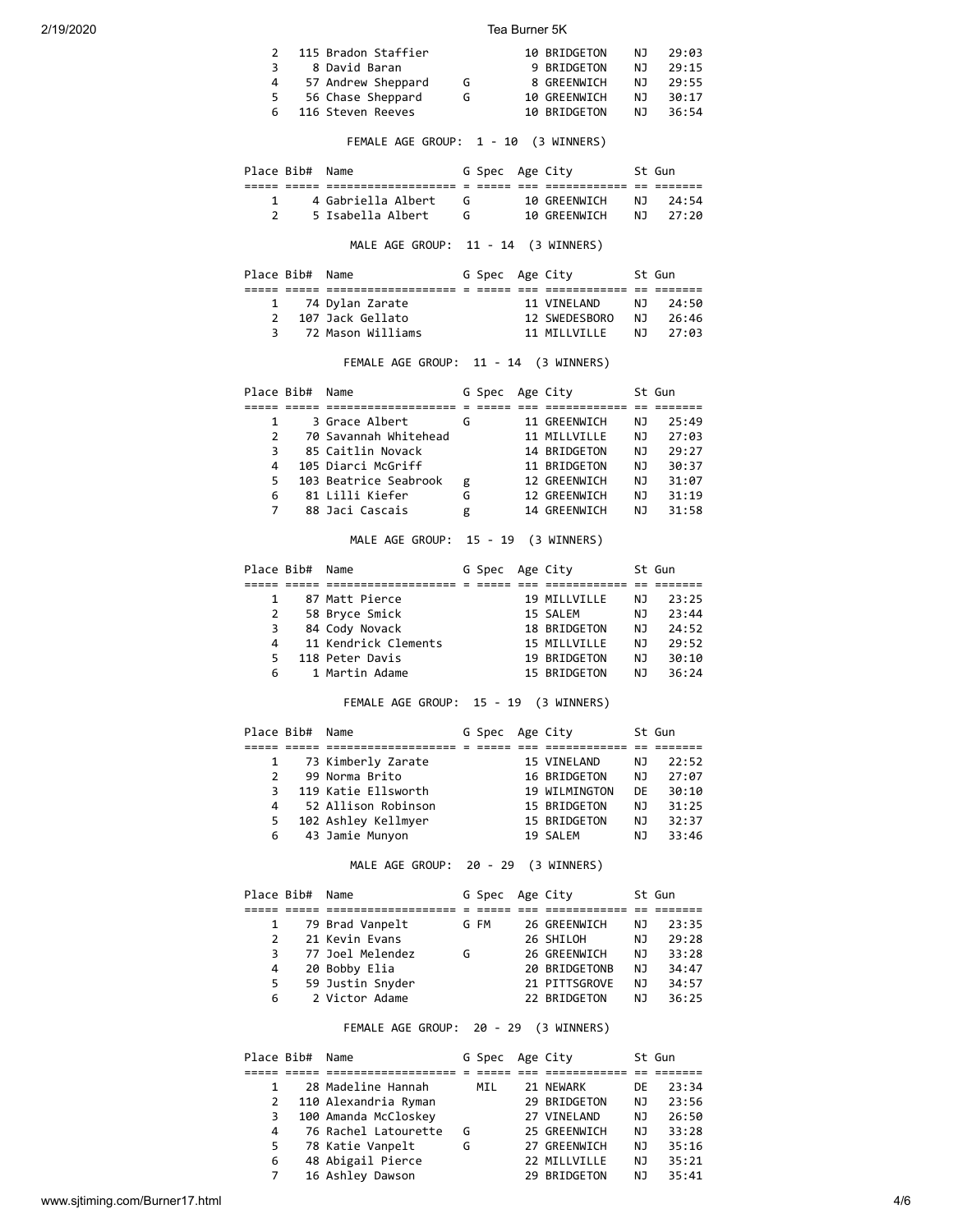| Place | Bib# | Name | G | Spec | Age | City | St | Gun |
|---|---|---|---|---|---|---|---|---|
| 2 | 115 | Bradon Staffier | | | 10 | BRIDGETON | NJ | 29:03 |
| 3 | 8 | David Baran | | | 9 | BRIDGETON | NJ | 29:15 |
| 4 | 57 | Andrew Sheppard | G | | 8 | GREENWICH | NJ | 29:55 |
| 5 | 56 | Chase Sheppard | G | | 10 | GREENWICH | NJ | 30:17 |
| 6 | 116 | Steven Reeves | | | 10 | BRIDGETON | NJ | 36:54 |

FEMALE AGE GROUP: 1 - 10 (3 WINNERS)

| Place | Bib# | Name | G | Spec | Age | City | St | Gun |
|---|---|---|---|---|---|---|---|---|
| 1 | 4 | Gabriella Albert | G | | 10 | GREENWICH | NJ | 24:54 |
| 2 | 5 | Isabella Albert | G | | 10 | GREENWICH | NJ | 27:20 |

MALE AGE GROUP: 11 - 14 (3 WINNERS)

| Place | Bib# | Name | G | Spec | Age | City | St | Gun |
|---|---|---|---|---|---|---|---|---|
| 1 | 74 | Dylan Zarate | | | 11 | VINELAND | NJ | 24:50 |
| 2 | 107 | Jack Gellato | | | 12 | SWEDESBORO | NJ | 26:46 |
| 3 | 72 | Mason Williams | | | 11 | MILLVILLE | NJ | 27:03 |

FEMALE AGE GROUP: 11 - 14 (3 WINNERS)

| Place | Bib# | Name | G | Spec | Age | City | St | Gun |
|---|---|---|---|---|---|---|---|---|
| 1 | 3 | Grace Albert | G | | 11 | GREENWICH | NJ | 25:49 |
| 2 | 70 | Savannah Whitehead | | | 11 | MILLVILLE | NJ | 27:03 |
| 3 | 85 | Caitlin Novack | | | 14 | BRIDGETON | NJ | 29:27 |
| 4 | 105 | Diarci McGriff | | | 11 | BRIDGETON | NJ | 30:37 |
| 5 | 103 | Beatrice Seabrook | g | | 12 | GREENWICH | NJ | 31:07 |
| 6 | 81 | Lilli Kiefer | G | | 12 | GREENWICH | NJ | 31:19 |
| 7 | 88 | Jaci Cascais | g | | 14 | GREENWICH | NJ | 31:58 |

MALE AGE GROUP: 15 - 19 (3 WINNERS)

| Place | Bib# | Name | G | Spec | Age | City | St | Gun |
|---|---|---|---|---|---|---|---|---|
| 1 | 87 | Matt Pierce | | | 19 | MILLVILLE | NJ | 23:25 |
| 2 | 58 | Bryce Smick | | | 15 | SALEM | NJ | 23:44 |
| 3 | 84 | Cody Novack | | | 18 | BRIDGETON | NJ | 24:52 |
| 4 | 11 | Kendrick Clements | | | 15 | MILLVILLE | NJ | 29:52 |
| 5 | 118 | Peter Davis | | | 19 | BRIDGETON | NJ | 30:10 |
| 6 | 1 | Martin Adame | | | 15 | BRIDGETON | NJ | 36:24 |

FEMALE AGE GROUP: 15 - 19 (3 WINNERS)

| Place | Bib# | Name | G | Spec | Age | City | St | Gun |
|---|---|---|---|---|---|---|---|---|
| 1 | 73 | Kimberly Zarate | | | 15 | VINELAND | NJ | 22:52 |
| 2 | 99 | Norma Brito | | | 16 | BRIDGETON | NJ | 27:07 |
| 3 | 119 | Katie Ellsworth | | | 19 | WILMINGTON | DE | 30:10 |
| 4 | 52 | Allison Robinson | | | 15 | BRIDGETON | NJ | 31:25 |
| 5 | 102 | Ashley Kellmyer | | | 15 | BRIDGETON | NJ | 32:37 |
| 6 | 43 | Jamie Munyon | | | 19 | SALEM | NJ | 33:46 |

MALE AGE GROUP: 20 - 29 (3 WINNERS)

| Place | Bib# | Name | G | Spec | Age | City | St | Gun |
|---|---|---|---|---|---|---|---|---|
| 1 | 79 | Brad Vanpelt | G | FM | 26 | GREENWICH | NJ | 23:35 |
| 2 | 21 | Kevin Evans | | | 26 | SHILOH | NJ | 29:28 |
| 3 | 77 | Joel Melendez | G | | 26 | GREENWICH | NJ | 33:28 |
| 4 | 20 | Bobby Elia | | | 20 | BRIDGETONB | NJ | 34:47 |
| 5 | 59 | Justin Snyder | | | 21 | PITTSGROVE | NJ | 34:57 |
| 6 | 2 | Victor Adame | | | 22 | BRIDGETON | NJ | 36:25 |

FEMALE AGE GROUP: 20 - 29 (3 WINNERS)

| Place | Bib# | Name | G | Spec | Age | City | St | Gun |
|---|---|---|---|---|---|---|---|---|
| 1 | 28 | Madeline Hannah | | MIL | 21 | NEWARK | DE | 23:34 |
| 2 | 110 | Alexandria Ryman | | | 29 | BRIDGETON | NJ | 23:56 |
| 3 | 100 | Amanda McCloskey | | | 27 | VINELAND | NJ | 26:50 |
| 4 | 76 | Rachel Latourette | G | | 25 | GREENWICH | NJ | 33:28 |
| 5 | 78 | Katie Vanpelt | G | | 27 | GREENWICH | NJ | 35:16 |
| 6 | 48 | Abigail Pierce | | | 22 | MILLVILLE | NJ | 35:21 |
| 7 | 16 | Ashley Dawson | | | 29 | BRIDGETON | NJ | 35:41 |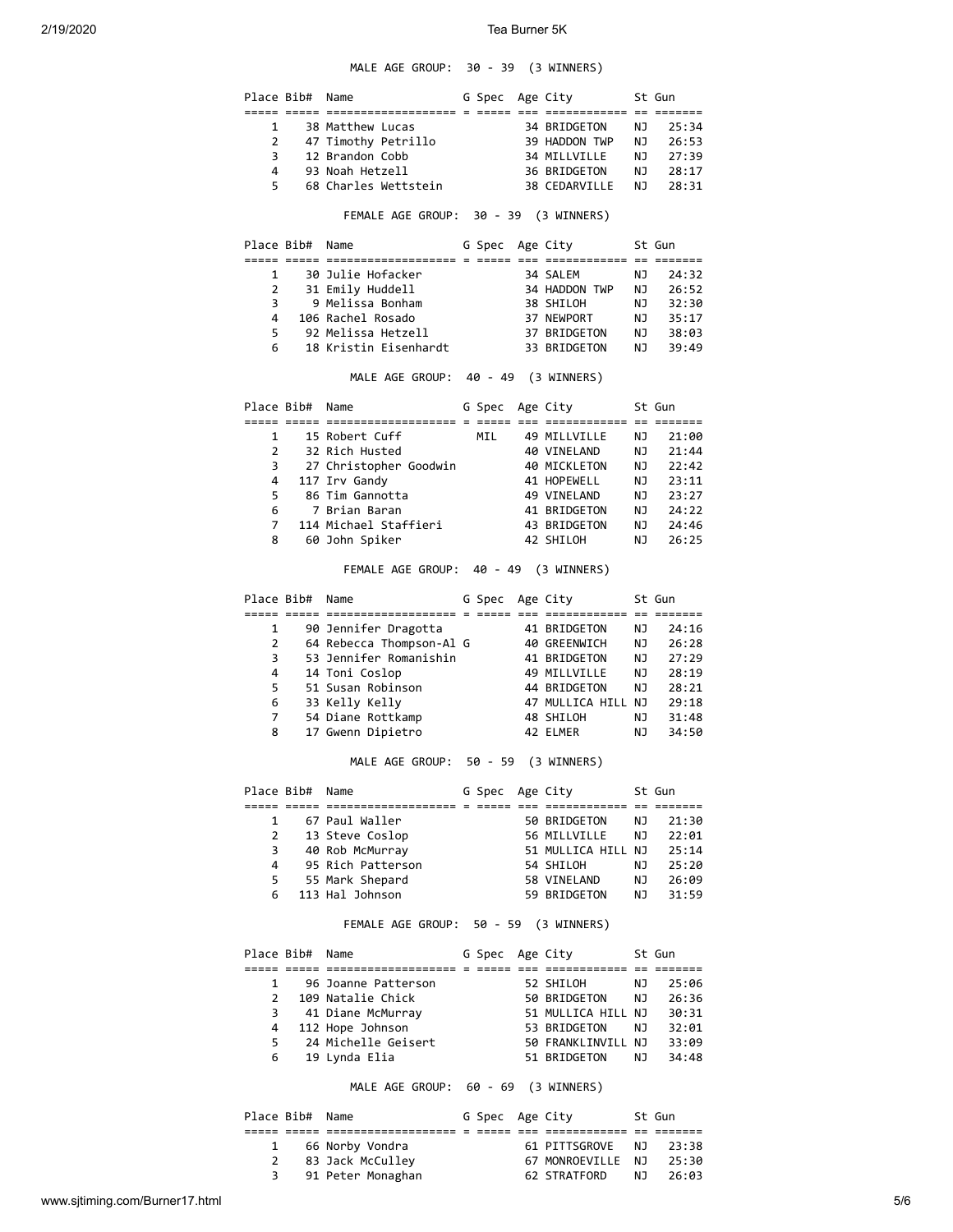MALE AGE GROUP: 30 - 39 (3 WINNERS)

| Place | Bib# | Name | G | Spec | Age | City | St | Gun |
|---|---|---|---|---|---|---|---|---|
| 1 | 38 | Matthew Lucas | | | 34 | BRIDGETON | NJ | 25:34 |
| 2 | 47 | Timothy Petrillo | | | 39 | HADDON TWP | NJ | 26:53 |
| 3 | 12 | Brandon Cobb | | | 34 | MILLVILLE | NJ | 27:39 |
| 4 | 93 | Noah Hetzell | | | 36 | BRIDGETON | NJ | 28:17 |
| 5 | 68 | Charles Wettstein | | | 38 | CEDARVILLE | NJ | 28:31 |

FEMALE AGE GROUP: 30 - 39 (3 WINNERS)

| Place | Bib# | Name | G | Spec | Age | City | St | Gun |
|---|---|---|---|---|---|---|---|---|
| 1 | 30 | Julie Hofacker | | | 34 | SALEM | NJ | 24:32 |
| 2 | 31 | Emily Huddell | | | 34 | HADDON TWP | NJ | 26:52 |
| 3 | 9 | Melissa Bonham | | | 38 | SHILOH | NJ | 32:30 |
| 4 | 106 | Rachel Rosado | | | 37 | NEWPORT | NJ | 35:17 |
| 5 | 92 | Melissa Hetzell | | | 37 | BRIDGETON | NJ | 38:03 |
| 6 | 18 | Kristin Eisenhardt | | | 33 | BRIDGETON | NJ | 39:49 |

MALE AGE GROUP: 40 - 49 (3 WINNERS)

| Place | Bib# | Name | G | Spec | Age | City | St | Gun |
|---|---|---|---|---|---|---|---|---|
| 1 | 15 | Robert Cuff | | MIL | 49 | MILLVILLE | NJ | 21:00 |
| 2 | 32 | Rich Husted | | | 40 | VINELAND | NJ | 21:44 |
| 3 | 27 | Christopher Goodwin | | | 40 | MICKLETON | NJ | 22:42 |
| 4 | 117 | Irv Gandy | | | 41 | HOPEWELL | NJ | 23:11 |
| 5 | 86 | Tim Gannotta | | | 49 | VINELAND | NJ | 23:27 |
| 6 | 7 | Brian Baran | | | 41 | BRIDGETON | NJ | 24:22 |
| 7 | 114 | Michael Staffieri | | | 43 | BRIDGETON | NJ | 24:46 |
| 8 | 60 | John Spiker | | | 42 | SHILOH | NJ | 26:25 |

FEMALE AGE GROUP: 40 - 49 (3 WINNERS)

| Place | Bib# | Name | G | Spec | Age | City | St | Gun |
|---|---|---|---|---|---|---|---|---|
| 1 | 90 | Jennifer Dragotta | | | 41 | BRIDGETON | NJ | 24:16 |
| 2 | 64 | Rebecca Thompson-Al | G | | 40 | GREENWICH | NJ | 26:28 |
| 3 | 53 | Jennifer Romanishin | | | 41 | BRIDGETON | NJ | 27:29 |
| 4 | 14 | Toni Coslop | | | 49 | MILLVILLE | NJ | 28:19 |
| 5 | 51 | Susan Robinson | | | 44 | BRIDGETON | NJ | 28:21 |
| 6 | 33 | Kelly Kelly | | | 47 | MULLICA HILL | NJ | 29:18 |
| 7 | 54 | Diane Rottkamp | | | 48 | SHILOH | NJ | 31:48 |
| 8 | 17 | Gwenn Dipietro | | | 42 | ELMER | NJ | 34:50 |

MALE AGE GROUP: 50 - 59 (3 WINNERS)

| Place | Bib# | Name | G | Spec | Age | City | St | Gun |
|---|---|---|---|---|---|---|---|---|
| 1 | 67 | Paul Waller | | | 50 | BRIDGETON | NJ | 21:30 |
| 2 | 13 | Steve Coslop | | | 56 | MILLVILLE | NJ | 22:01 |
| 3 | 40 | Rob McMurray | | | 51 | MULLICA HILL | NJ | 25:14 |
| 4 | 95 | Rich Patterson | | | 54 | SHILOH | NJ | 25:20 |
| 5 | 55 | Mark Shepard | | | 58 | VINELAND | NJ | 26:09 |
| 6 | 113 | Hal Johnson | | | 59 | BRIDGETON | NJ | 31:59 |

FEMALE AGE GROUP: 50 - 59 (3 WINNERS)

| Place | Bib# | Name | G | Spec | Age | City | St | Gun |
|---|---|---|---|---|---|---|---|---|
| 1 | 96 | Joanne Patterson | | | 52 | SHILOH | NJ | 25:06 |
| 2 | 109 | Natalie Chick | | | 50 | BRIDGETON | NJ | 26:36 |
| 3 | 41 | Diane McMurray | | | 51 | MULLICA HILL | NJ | 30:31 |
| 4 | 112 | Hope Johnson | | | 53 | BRIDGETON | NJ | 32:01 |
| 5 | 24 | Michelle Geisert | | | 50 | FRANKLINVILL | NJ | 33:09 |
| 6 | 19 | Lynda Elia | | | 51 | BRIDGETON | NJ | 34:48 |

MALE AGE GROUP: 60 - 69 (3 WINNERS)

| Place | Bib# | Name | G | Spec | Age | City | St | Gun |
|---|---|---|---|---|---|---|---|---|
| 1 | 66 | Norby Vondra | | | 61 | PITTSGROVE | NJ | 23:38 |
| 2 | 83 | Jack McCulley | | | 67 | MONROEVILLE | NJ | 25:30 |
| 3 | 91 | Peter Monaghan | | | 62 | STRATFORD | NJ | 26:03 |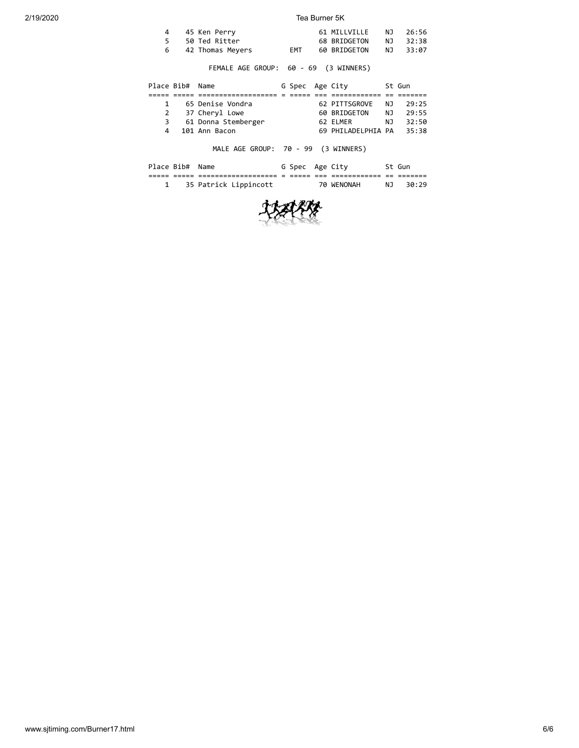| Place | Bib# | Name | G | Spec | Age | City | St | Gun |
|---|---|---|---|---|---|---|---|---|
| 4 | 45 | Ken Perry | | | 61 | MILLVILLE | NJ | 26:56 |
| 5 | 50 | Ted Ritter | | | 68 | BRIDGETON | NJ | 32:38 |
| 6 | 42 | Thomas Meyers | | EMT | 60 | BRIDGETON | NJ | 33:07 |

FEMALE AGE GROUP: 60 - 69 (3 WINNERS)

| Place | Bib# | Name | G | Spec | Age | City | St | Gun |
|---|---|---|---|---|---|---|---|---|
| 1 | 65 | Denise Vondra | | | 62 | PITTSGROVE | NJ | 29:25 |
| 2 | 37 | Cheryl Lowe | | | 60 | BRIDGETON | NJ | 29:55 |
| 3 | 61 | Donna Stemberger | | | 62 | ELMER | NJ | 32:50 |
| 4 | 101 | Ann Bacon | | | 69 | PHILADELPHIA | PA | 35:38 |

MALE AGE GROUP: 70 - 99 (3 WINNERS)

| Place | Bib# | Name | G | Spec | Age | City | St | Gun |
|---|---|---|---|---|---|---|---|---|
| 1 | 35 | Patrick Lippincott | | | 70 | WENONAH | NJ | 30:29 |